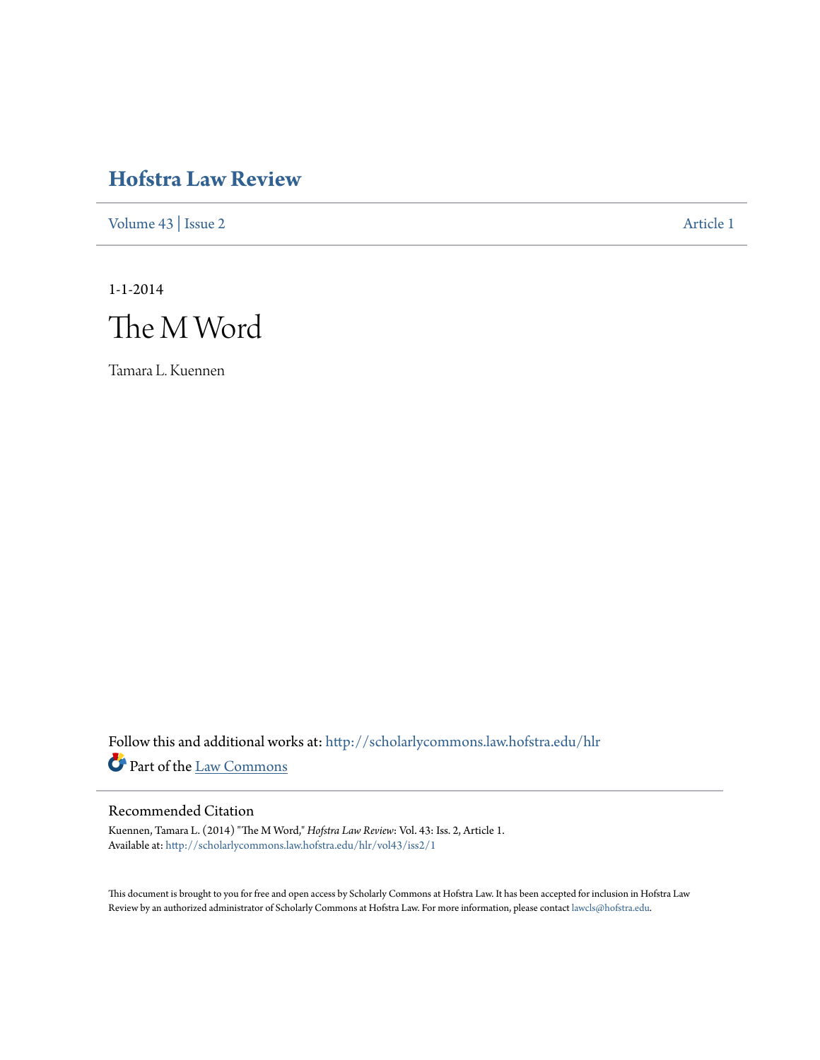# Hofstra Law Review

Volume 43 | Issue 2 Article 1

1-1-2014

# The M Word

Tamara L. Kuennen

Follow this and additional works at: http://scholarlycommons.law.hofstra.edu/hlr

Part of the Law Commons

## Recommended Citation

Kuennen, Tamara L. (2014) "The M Word," *Hofstra Law Review*: Vol. 43: Iss. 2, Article 1.
Available at: http://scholarlycommons.law.hofstra.edu/hlr/vol43/iss2/1

This document is brought to you for free and open access by Scholarly Commons at Hofstra Law. It has been accepted for inclusion in Hofstra Law Review by an authorized administrator of Scholarly Commons at Hofstra Law. For more information, please contact lawcls@hofstra.edu.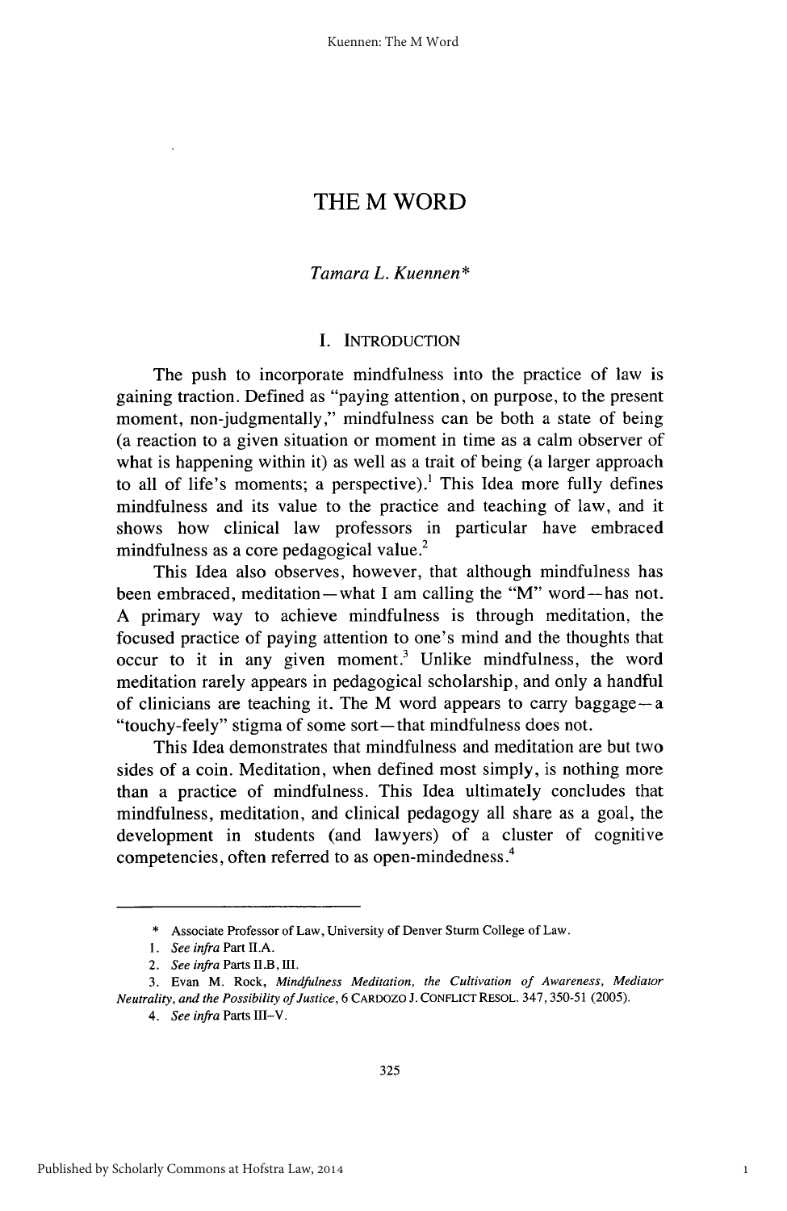# THE M WORD

*Tamara L. Kuennen**

## I. INTRODUCTION

The push to incorporate mindfulness into the practice of law is gaining traction. Defined as "paying attention, on purpose, to the present moment, non-judgmentally," mindfulness can be both a state of being (a reaction to a given situation or moment in time as a calm observer of what is happening within it) as well as a trait of being (a larger approach to all of life's moments; a perspective).[1] This Idea more fully defines mindfulness and its value to the practice and teaching of law, and it shows how clinical law professors in particular have embraced mindfulness as a core pedagogical value.[2]

This Idea also observes, however, that although mindfulness has been embraced, meditation—what I am calling the "M" word—has not. A primary way to achieve mindfulness is through meditation, the focused practice of paying attention to one's mind and the thoughts that occur to it in any given moment.[3] Unlike mindfulness, the word meditation rarely appears in pedagogical scholarship, and only a handful of clinicians are teaching it. The M word appears to carry baggage—a "touchy-feely" stigma of some sort—that mindfulness does not.

This Idea demonstrates that mindfulness and meditation are but two sides of a coin. Meditation, when defined most simply, is nothing more than a practice of mindfulness. This Idea ultimately concludes that mindfulness, meditation, and clinical pedagogy all share as a goal, the development in students (and lawyers) of a cluster of cognitive competencies, often referred to as open-mindedness.[4]

---

\* Associate Professor of Law, University of Denver Sturm College of Law.

1. *See infra* Part II.A.

2. *See infra* Parts II.B, III.

3. Evan M. Rock, *Mindfulness Meditation, the Cultivation of Awareness, Mediator Neutrality, and the Possibility of Justice*, 6 CARDOZO J. CONFLICT RESOL. 347, 350-51 (2005).

4. *See infra* Parts III–V.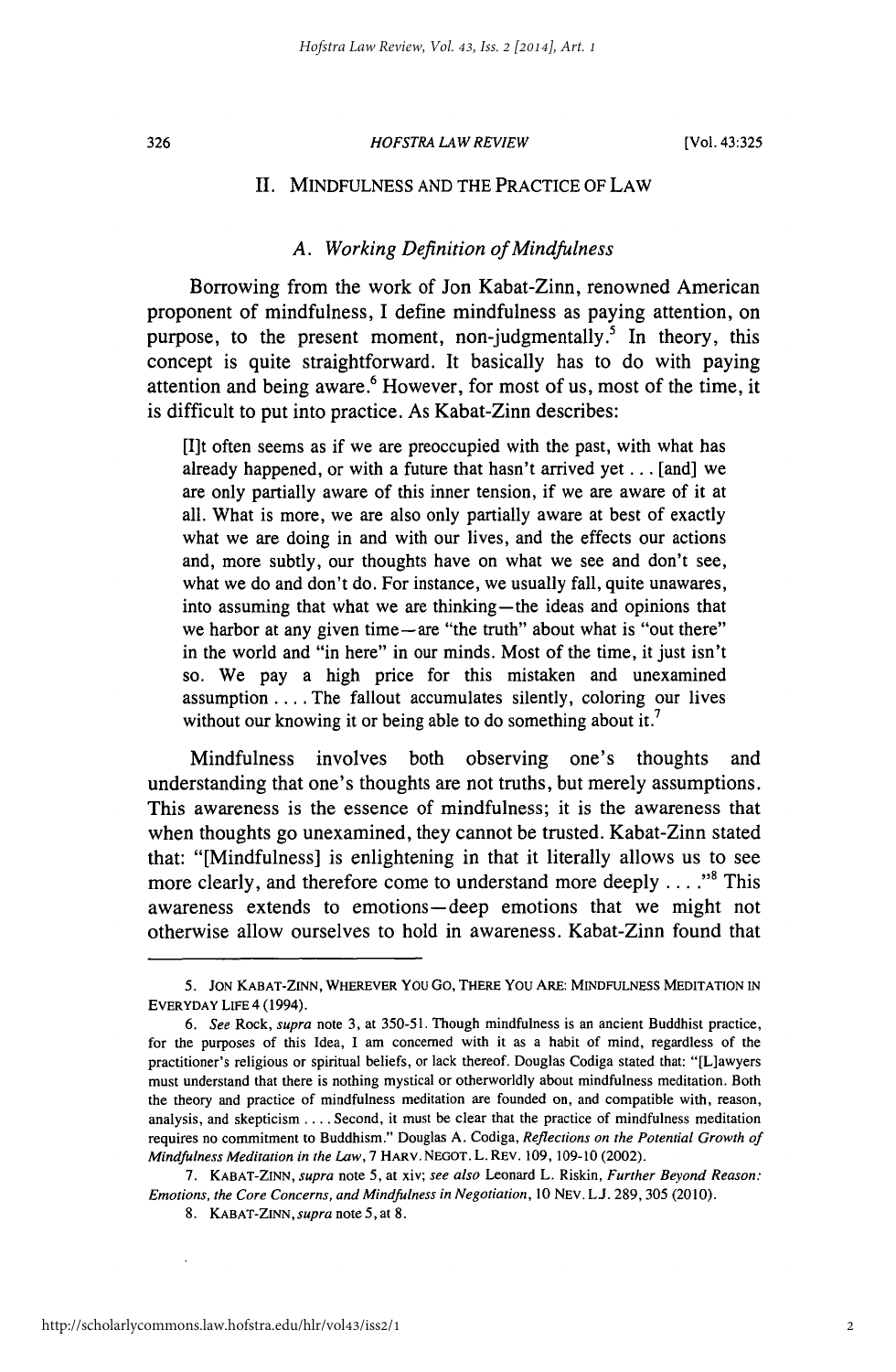## II. MINDFULNESS AND THE PRACTICE OF LAW

### A. *Working Definition of Mindfulness*

Borrowing from the work of Jon Kabat-Zinn, renowned American proponent of mindfulness, I define mindfulness as paying attention, on purpose, to the present moment, non-judgmentally.[5] In theory, this concept is quite straightforward. It basically has to do with paying attention and being aware.[6] However, for most of us, most of the time, it is difficult to put into practice. As Kabat-Zinn describes:

> [I]t often seems as if we are preoccupied with the past, with what has already happened, or with a future that hasn't arrived yet . . . [and] we are only partially aware of this inner tension, if we are aware of it at all. What is more, we are also only partially aware at best of exactly what we are doing in and with our lives, and the effects our actions and, more subtly, our thoughts have on what we see and don't see, what we do and don't do. For instance, we usually fall, quite unawares, into assuming that what we are thinking—the ideas and opinions that we harbor at any given time—are "the truth" about what is "out there" in the world and "in here" in our minds. Most of the time, it just isn't so. We pay a high price for this mistaken and unexamined assumption . . . . The fallout accumulates silently, coloring our lives without our knowing it or being able to do something about it.[7]

Mindfulness involves both observing one's thoughts and understanding that one's thoughts are not truths, but merely assumptions. This awareness is the essence of mindfulness; it is the awareness that when thoughts go unexamined, they cannot be trusted. Kabat-Zinn stated that: "[Mindfulness] is enlightening in that it literally allows us to see more clearly, and therefore come to understand more deeply . . . ."[8] This awareness extends to emotions—deep emotions that we might not otherwise allow ourselves to hold in awareness. Kabat-Zinn found that

---

5. JON KABAT-ZINN, WHEREVER YOU GO, THERE YOU ARE: MINDFULNESS MEDITATION IN EVERYDAY LIFE 4 (1994).

6. *See* Rock, *supra* note 3, at 350-51. Though mindfulness is an ancient Buddhist practice, for the purposes of this Idea, I am concerned with it as a habit of mind, regardless of the practitioner's religious or spiritual beliefs, or lack thereof. Douglas Codiga stated that: "[L]awyers must understand that there is nothing mystical or otherworldly about mindfulness meditation. Both the theory and practice of mindfulness meditation are founded on, and compatible with, reason, analysis, and skepticism . . . . Second, it must be clear that the practice of mindfulness meditation requires no commitment to Buddhism." Douglas A. Codiga, *Reflections on the Potential Growth of Mindfulness Meditation in the Law*, 7 HARV. NEGOT. L. REV. 109, 109-10 (2002).

7. KABAT-ZINN, *supra* note 5, at xiv; *see also* Leonard L. Riskin, *Further Beyond Reason: Emotions, the Core Concerns, and Mindfulness in Negotiation*, 10 NEV. L.J. 289, 305 (2010).

8. KABAT-ZINN, *supra* note 5, at 8.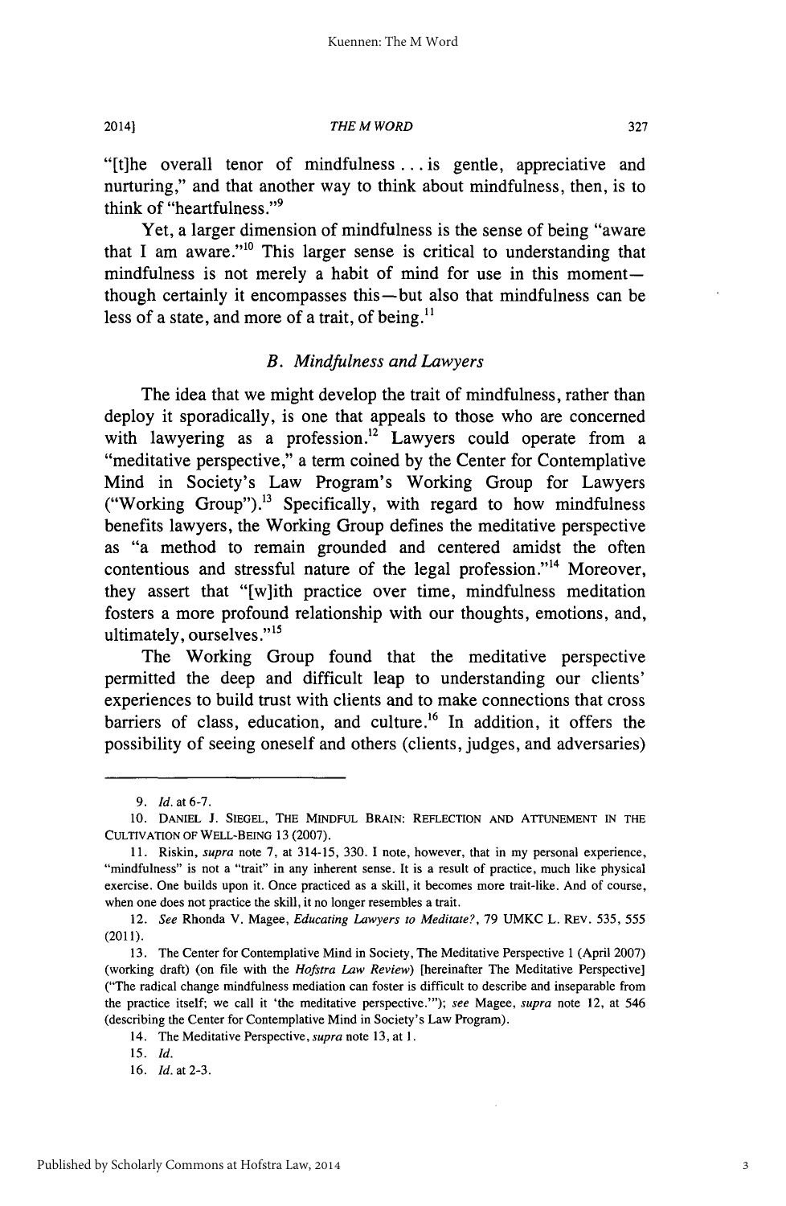"[t]he overall tenor of mindfulness . . . is gentle, appreciative and nurturing," and that another way to think about mindfulness, then, is to think of "heartfulness."[9]

Yet, a larger dimension of mindfulness is the sense of being "aware that I am aware."[10] This larger sense is critical to understanding that mindfulness is not merely a habit of mind for use in this moment—though certainly it encompasses this—but also that mindfulness can be less of a state, and more of a trait, of being.[11]

### *B. Mindfulness and Lawyers*

The idea that we might develop the trait of mindfulness, rather than deploy it sporadically, is one that appeals to those who are concerned with lawyering as a profession.[12] Lawyers could operate from a "meditative perspective," a term coined by the Center for Contemplative Mind in Society's Law Program's Working Group for Lawyers ("Working Group").[13] Specifically, with regard to how mindfulness benefits lawyers, the Working Group defines the meditative perspective as "a method to remain grounded and centered amidst the often contentious and stressful nature of the legal profession."[14] Moreover, they assert that "[w]ith practice over time, mindfulness meditation fosters a more profound relationship with our thoughts, emotions, and, ultimately, ourselves."[15]

The Working Group found that the meditative perspective permitted the deep and difficult leap to understanding our clients' experiences to build trust with clients and to make connections that cross barriers of class, education, and culture.[16] In addition, it offers the possibility of seeing oneself and others (clients, judges, and adversaries)

---

9. *Id.* at 6-7.

10. DANIEL J. SIEGEL, THE MINDFUL BRAIN: REFLECTION AND ATTUNEMENT IN THE CULTIVATION OF WELL-BEING 13 (2007).

11. Riskin, *supra* note 7, at 314-15, 330. I note, however, that in my personal experience, "mindfulness" is not a "trait" in any inherent sense. It is a result of practice, much like physical exercise. One builds upon it. Once practiced as a skill, it becomes more trait-like. And of course, when one does not practice the skill, it no longer resembles a trait.

12. *See* Rhonda V. Magee, *Educating Lawyers to Meditate?*, 79 UMKC L. REV. 535, 555 (2011).

13. The Center for Contemplative Mind in Society, The Meditative Perspective 1 (April 2007) (working draft) (on file with the *Hofstra Law Review*) [hereinafter The Meditative Perspective] ("The radical change mindfulness mediation can foster is difficult to describe and inseparable from the practice itself; we call it 'the meditative perspective.'"); *see* Magee, *supra* note 12, at 546 (describing the Center for Contemplative Mind in Society's Law Program).

14. The Meditative Perspective, *supra* note 13, at 1.

15. *Id.*

16. *Id.* at 2-3.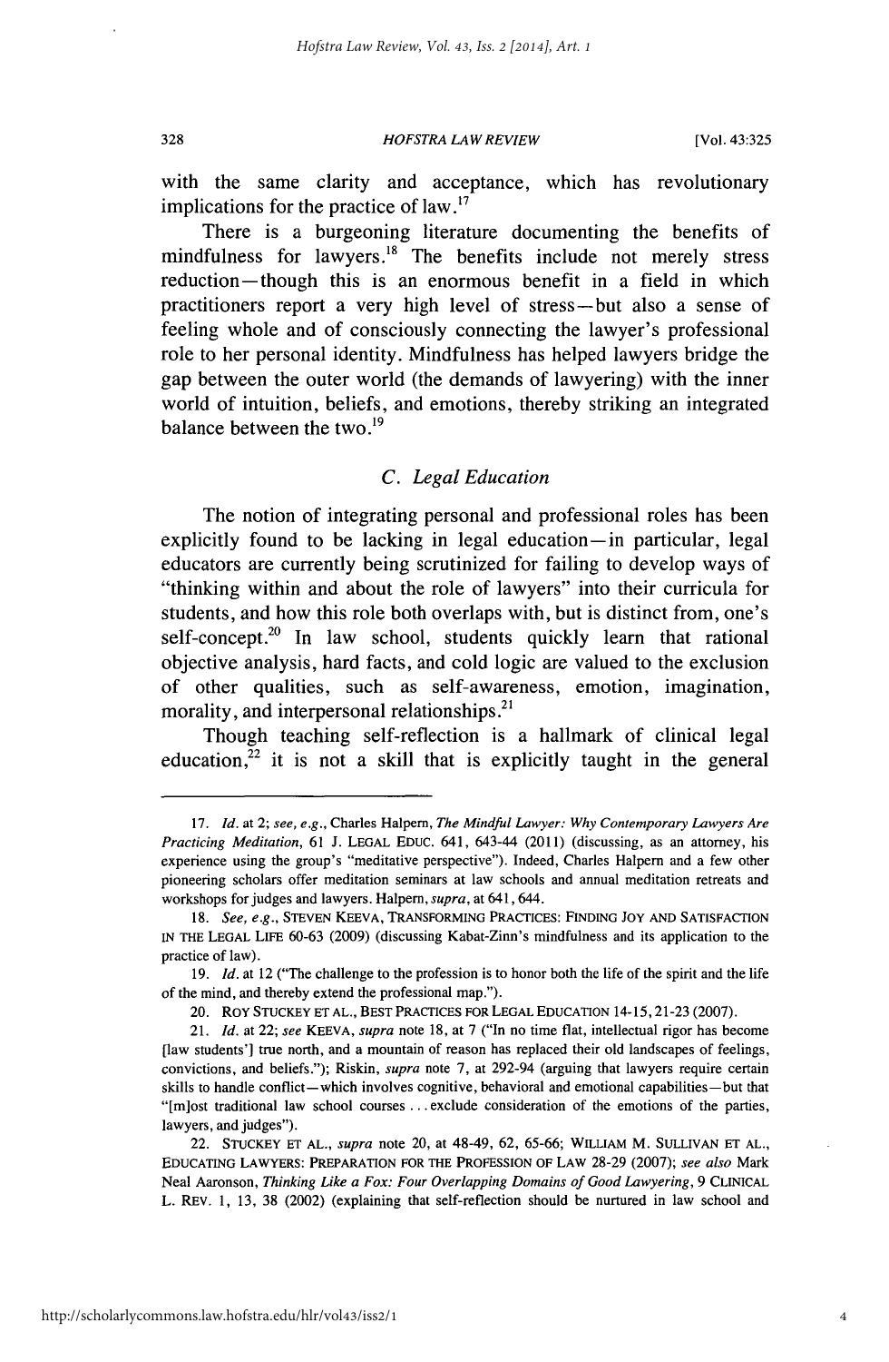with the same clarity and acceptance, which has revolutionary implications for the practice of law.[17]

There is a burgeoning literature documenting the benefits of mindfulness for lawyers.[18] The benefits include not merely stress reduction—though this is an enormous benefit in a field in which practitioners report a very high level of stress—but also a sense of feeling whole and of consciously connecting the lawyer's professional role to her personal identity. Mindfulness has helped lawyers bridge the gap between the outer world (the demands of lawyering) with the inner world of intuition, beliefs, and emotions, thereby striking an integrated balance between the two.[19]

### *C. Legal Education*

The notion of integrating personal and professional roles has been explicitly found to be lacking in legal education—in particular, legal educators are currently being scrutinized for failing to develop ways of "thinking within and about the role of lawyers" into their curricula for students, and how this role both overlaps with, but is distinct from, one's self-concept.[20] In law school, students quickly learn that rational objective analysis, hard facts, and cold logic are valued to the exclusion of other qualities, such as self-awareness, emotion, imagination, morality, and interpersonal relationships.[21]

Though teaching self-reflection is a hallmark of clinical legal education,[22] it is not a skill that is explicitly taught in the general

---

17. *Id.* at 2; *see, e.g.*, Charles Halpern, *The Mindful Lawyer: Why Contemporary Lawyers Are Practicing Meditation*, 61 J. LEGAL EDUC. 641, 643-44 (2011) (discussing, as an attorney, his experience using the group's "meditative perspective"). Indeed, Charles Halpern and a few other pioneering scholars offer meditation seminars at law schools and annual meditation retreats and workshops for judges and lawyers. Halpern, *supra*, at 641, 644.

18. *See, e.g.*, STEVEN KEEVA, TRANSFORMING PRACTICES: FINDING JOY AND SATISFACTION IN THE LEGAL LIFE 60-63 (2009) (discussing Kabat-Zinn's mindfulness and its application to the practice of law).

19. *Id.* at 12 ("The challenge to the profession is to honor both the life of the spirit and the life of the mind, and thereby extend the professional map.").

20. ROY STUCKEY ET AL., BEST PRACTICES FOR LEGAL EDUCATION 14-15, 21-23 (2007).

21. *Id.* at 22; *see* KEEVA, *supra* note 18, at 7 ("In no time flat, intellectual rigor has become [law students'] true north, and a mountain of reason has replaced their old landscapes of feelings, convictions, and beliefs."); Riskin, *supra* note 7, at 292-94 (arguing that lawyers require certain skills to handle conflict—which involves cognitive, behavioral and emotional capabilities—but that "[m]ost traditional law school courses . . . exclude consideration of the emotions of the parties, lawyers, and judges").

22. STUCKEY ET AL., *supra* note 20, at 48-49, 62, 65-66; WILLIAM M. SULLIVAN ET AL., EDUCATING LAWYERS: PREPARATION FOR THE PROFESSION OF LAW 28-29 (2007); *see also* Mark Neal Aaronson, *Thinking Like a Fox: Four Overlapping Domains of Good Lawyering*, 9 CLINICAL L. REV. 1, 13, 38 (2002) (explaining that self-reflection should be nurtured in law school and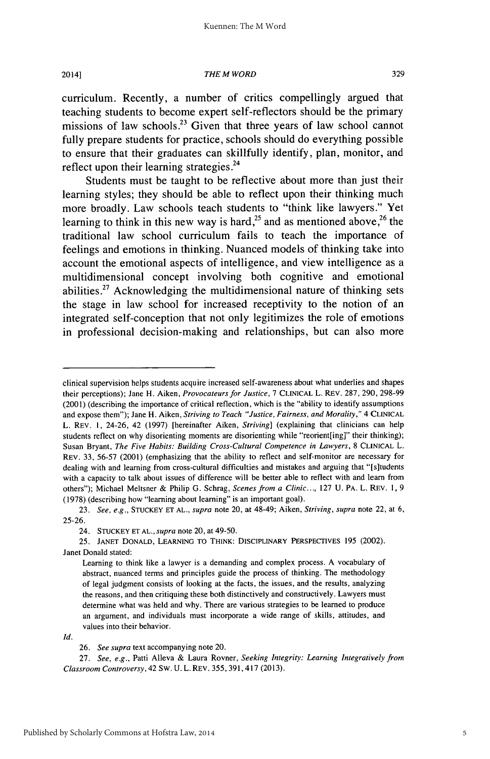curriculum. Recently, a number of critics compellingly argued that teaching students to become expert self-reflectors should be the primary missions of law schools.[23] Given that three years of law school cannot fully prepare students for practice, schools should do everything possible to ensure that their graduates can skillfully identify, plan, monitor, and reflect upon their learning strategies.[24]

Students must be taught to be reflective about more than just their learning styles; they should be able to reflect upon their thinking much more broadly. Law schools teach students to "think like lawyers." Yet learning to think in this new way is hard,[25] and as mentioned above,[26] the traditional law school curriculum fails to teach the importance of feelings and emotions in thinking. Nuanced models of thinking take into account the emotional aspects of intelligence, and view intelligence as a multidimensional concept involving both cognitive and emotional abilities.[27] Acknowledging the multidimensional nature of thinking sets the stage in law school for increased receptivity to the notion of an integrated self-conception that not only legitimizes the role of emotions in professional decision-making and relationships, but can also more

---

clinical supervision helps students acquire increased self-awareness about what underlies and shapes their perceptions); Jane H. Aiken, *Provocateurs for Justice*, 7 CLINICAL L. REV. 287, 290, 298-99 (2001) (describing the importance of critical reflection, which is the "ability to identify assumptions and expose them"); Jane H. Aiken, *Striving to Teach "Justice, Fairness, and Morality,"* 4 CLINICAL L. REV. 1, 24-26, 42 (1997) [hereinafter Aiken, *Striving*] (explaining that clinicians can help students reflect on why disorienting moments are disorienting while "reorient[ing]" their thinking); Susan Bryant, *The Five Habits: Building Cross-Cultural Competence in Lawyers*, 8 CLINICAL L. REV. 33, 56-57 (2001) (emphasizing that the ability to reflect and self-monitor are necessary for dealing with and learning from cross-cultural difficulties and mistakes and arguing that "[s]tudents with a capacity to talk about issues of difference will be better able to reflect with and learn from others"); Michael Meltsner & Philip G. Schrag, *Scenes from a Clinic...*, 127 U. PA. L. REV. 1, 9 (1978) (describing how "learning about learning" is an important goal).

23. *See, e.g.*, STUCKEY ET AL., *supra* note 20, at 48-49; Aiken, *Striving*, *supra* note 22, at 6, 25-26.

24. STUCKEY ET AL., *supra* note 20, at 49-50.

25. JANET DONALD, LEARNING TO THINK: DISCIPLINARY PERSPECTIVES 195 (2002). Janet Donald stated:

> Learning to think like a lawyer is a demanding and complex process. A vocabulary of abstract, nuanced terms and principles guide the process of thinking. The methodology of legal judgment consists of looking at the facts, the issues, and the results, analyzing the reasons, and then critiquing these both distinctively and constructively. Lawyers must determine what was held and why. There are various strategies to be learned to produce an argument, and individuals must incorporate a wide range of skills, attitudes, and values into their behavior.

*Id.*

26. *See supra* text accompanying note 20.

27. *See, e.g.*, Patti Alleva & Laura Rovner, *Seeking Integrity: Learning Integratively from Classroom Controversy*, 42 SW. U. L. REV. 355, 391, 417 (2013).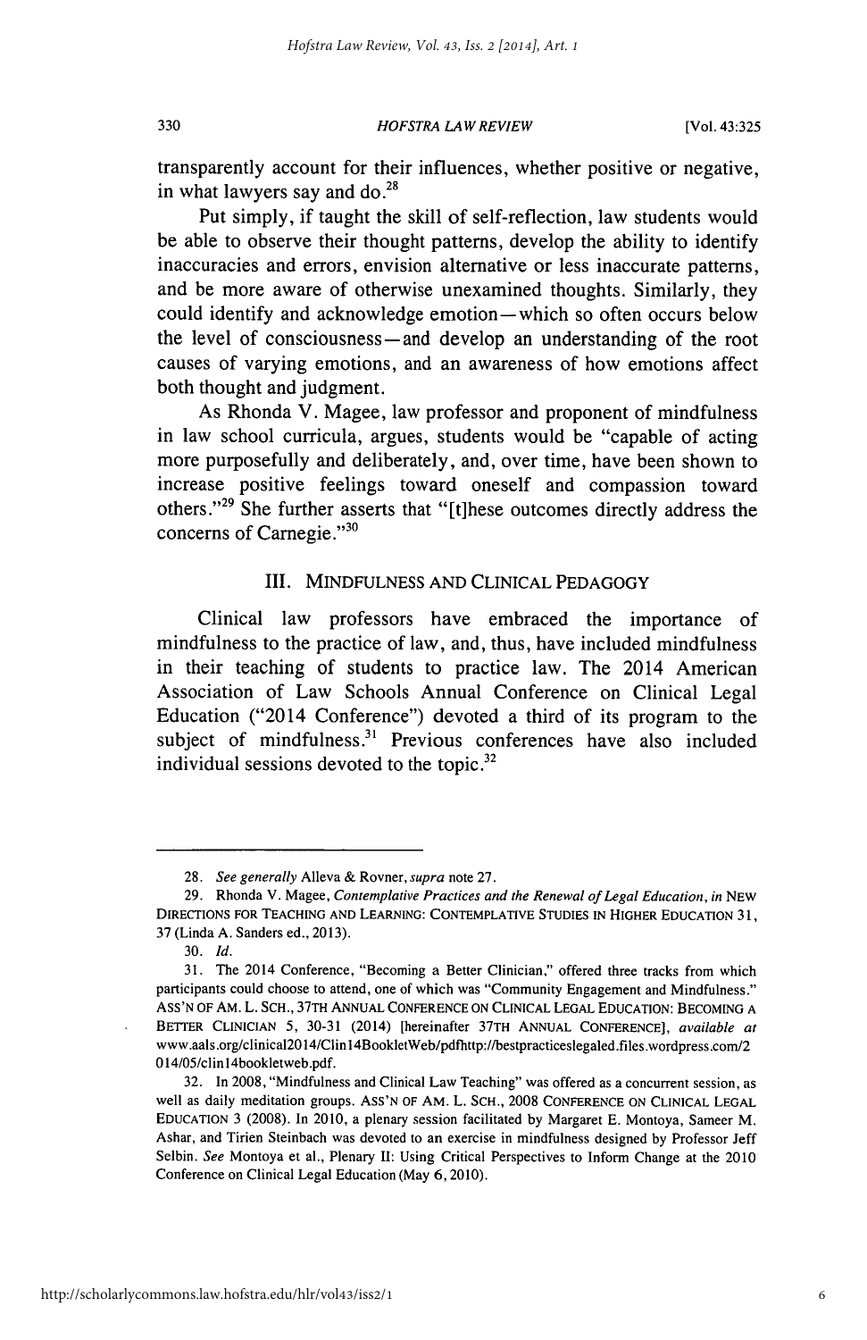transparently account for their influences, whether positive or negative, in what lawyers say and do.[28]

Put simply, if taught the skill of self-reflection, law students would be able to observe their thought patterns, develop the ability to identify inaccuracies and errors, envision alternative or less inaccurate patterns, and be more aware of otherwise unexamined thoughts. Similarly, they could identify and acknowledge emotion—which so often occurs below the level of consciousness—and develop an understanding of the root causes of varying emotions, and an awareness of how emotions affect both thought and judgment.

As Rhonda V. Magee, law professor and proponent of mindfulness in law school curricula, argues, students would be "capable of acting more purposefully and deliberately, and, over time, have been shown to increase positive feelings toward oneself and compassion toward others."[29] She further asserts that "[t]hese outcomes directly address the concerns of Carnegie."[30]

## III. MINDFULNESS AND CLINICAL PEDAGOGY

Clinical law professors have embraced the importance of mindfulness to the practice of law, and, thus, have included mindfulness in their teaching of students to practice law. The 2014 American Association of Law Schools Annual Conference on Clinical Legal Education ("2014 Conference") devoted a third of its program to the subject of mindfulness.[31] Previous conferences have also included individual sessions devoted to the topic.[32]

---

28. *See generally* Alleva & Rovner, *supra* note 27.

29. Rhonda V. Magee, *Contemplative Practices and the Renewal of Legal Education*, *in* NEW DIRECTIONS FOR TEACHING AND LEARNING: CONTEMPLATIVE STUDIES IN HIGHER EDUCATION 31, 37 (Linda A. Sanders ed., 2013).

30. *Id.*

31. The 2014 Conference, "Becoming a Better Clinician," offered three tracks from which participants could choose to attend, one of which was "Community Engagement and Mindfulness." ASS'N OF AM. L. SCH., 37TH ANNUAL CONFERENCE ON CLINICAL LEGAL EDUCATION: BECOMING A BETTER CLINICIAN 5, 30-31 (2014) [hereinafter 37TH ANNUAL CONFERENCE], *available at* www.aals.org/clinical2014/Clin14BookletWeb/pdfhttp://bestpracticeslegaled.files.wordpress.com/2014/05/clin14bookletweb.pdf.

32. In 2008, "Mindfulness and Clinical Law Teaching" was offered as a concurrent session, as well as daily meditation groups. ASS'N OF AM. L. SCH., 2008 CONFERENCE ON CLINICAL LEGAL EDUCATION 3 (2008). In 2010, a plenary session facilitated by Margaret E. Montoya, Sameer M. Ashar, and Tirien Steinbach was devoted to an exercise in mindfulness designed by Professor Jeff Selbin. *See* Montoya et al., Plenary II: Using Critical Perspectives to Inform Change at the 2010 Conference on Clinical Legal Education (May 6, 2010).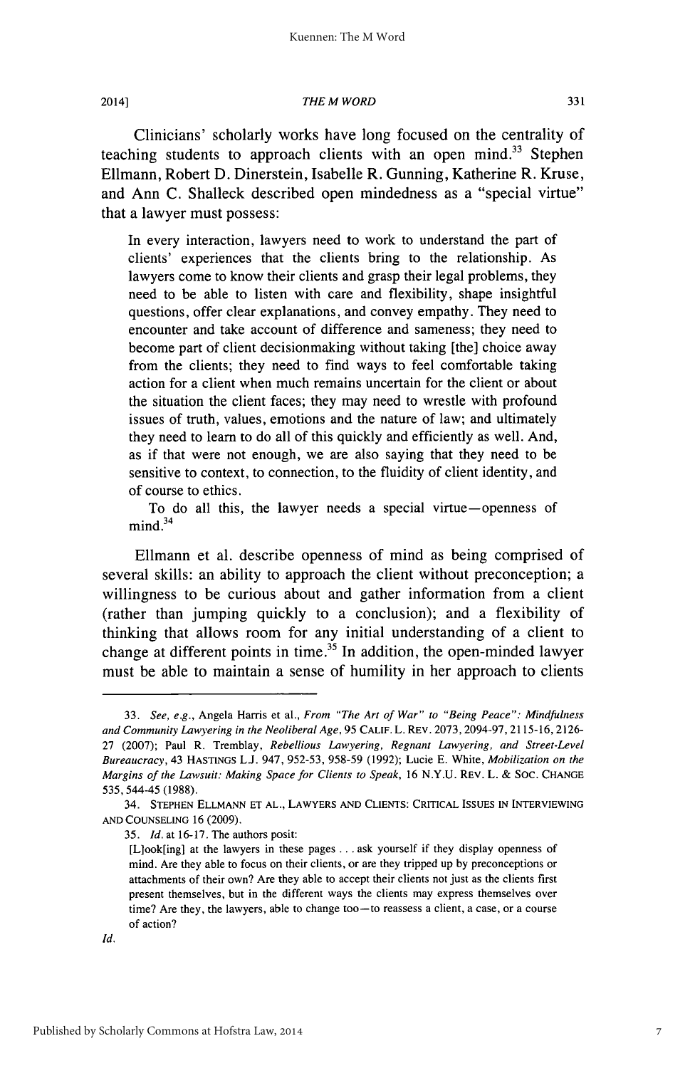Clinicians' scholarly works have long focused on the centrality of teaching students to approach clients with an open mind.[33] Stephen Ellmann, Robert D. Dinerstein, Isabelle R. Gunning, Katherine R. Kruse, and Ann C. Shalleck described open mindedness as a "special virtue" that a lawyer must possess:

> In every interaction, lawyers need to work to understand the part of clients' experiences that the clients bring to the relationship. As lawyers come to know their clients and grasp their legal problems, they need to be able to listen with care and flexibility, shape insightful questions, offer clear explanations, and convey empathy. They need to encounter and take account of difference and sameness; they need to become part of client decisionmaking without taking [the] choice away from the clients; they need to find ways to feel comfortable taking action for a client when much remains uncertain for the client or about the situation the client faces; they may need to wrestle with profound issues of truth, values, emotions and the nature of law; and ultimately they need to learn to do all of this quickly and efficiently as well. And, as if that were not enough, we are also saying that they need to be sensitive to context, to connection, to the fluidity of client identity, and of course to ethics.
>
> To do all this, the lawyer needs a special virtue—openness of mind.[34]

Ellmann et al. describe openness of mind as being comprised of several skills: an ability to approach the client without preconception; a willingness to be curious about and gather information from a client (rather than jumping quickly to a conclusion); and a flexibility of thinking that allows room for any initial understanding of a client to change at different points in time.[35] In addition, the open-minded lawyer must be able to maintain a sense of humility in her approach to clients

---

33. *See, e.g.*, Angela Harris et al., *From "The Art of War" to "Being Peace": Mindfulness and Community Lawyering in the Neoliberal Age*, 95 CALIF. L. REV. 2073, 2094-97, 2115-16, 2126-27 (2007); Paul R. Tremblay, *Rebellious Lawyering, Regnant Lawyering, and Street-Level Bureaucracy*, 43 HASTINGS L.J. 947, 952-53, 958-59 (1992); Lucie E. White, *Mobilization on the Margins of the Lawsuit: Making Space for Clients to Speak*, 16 N.Y.U. REV. L. & SOC. CHANGE 535, 544-45 (1988).

34. STEPHEN ELLMANN ET AL., LAWYERS AND CLIENTS: CRITICAL ISSUES IN INTERVIEWING AND COUNSELING 16 (2009).

35. *Id.* at 16-17. The authors posit:

> [L]ook[ing] at the lawyers in these pages . . . ask yourself if they display openness of mind. Are they able to focus on their clients, or are they tripped up by preconceptions or attachments of their own? Are they able to accept their clients not just as the clients first present themselves, but in the different ways the clients may express themselves over time? Are they, the lawyers, able to change too—to reassess a client, a case, or a course of action?

*Id.*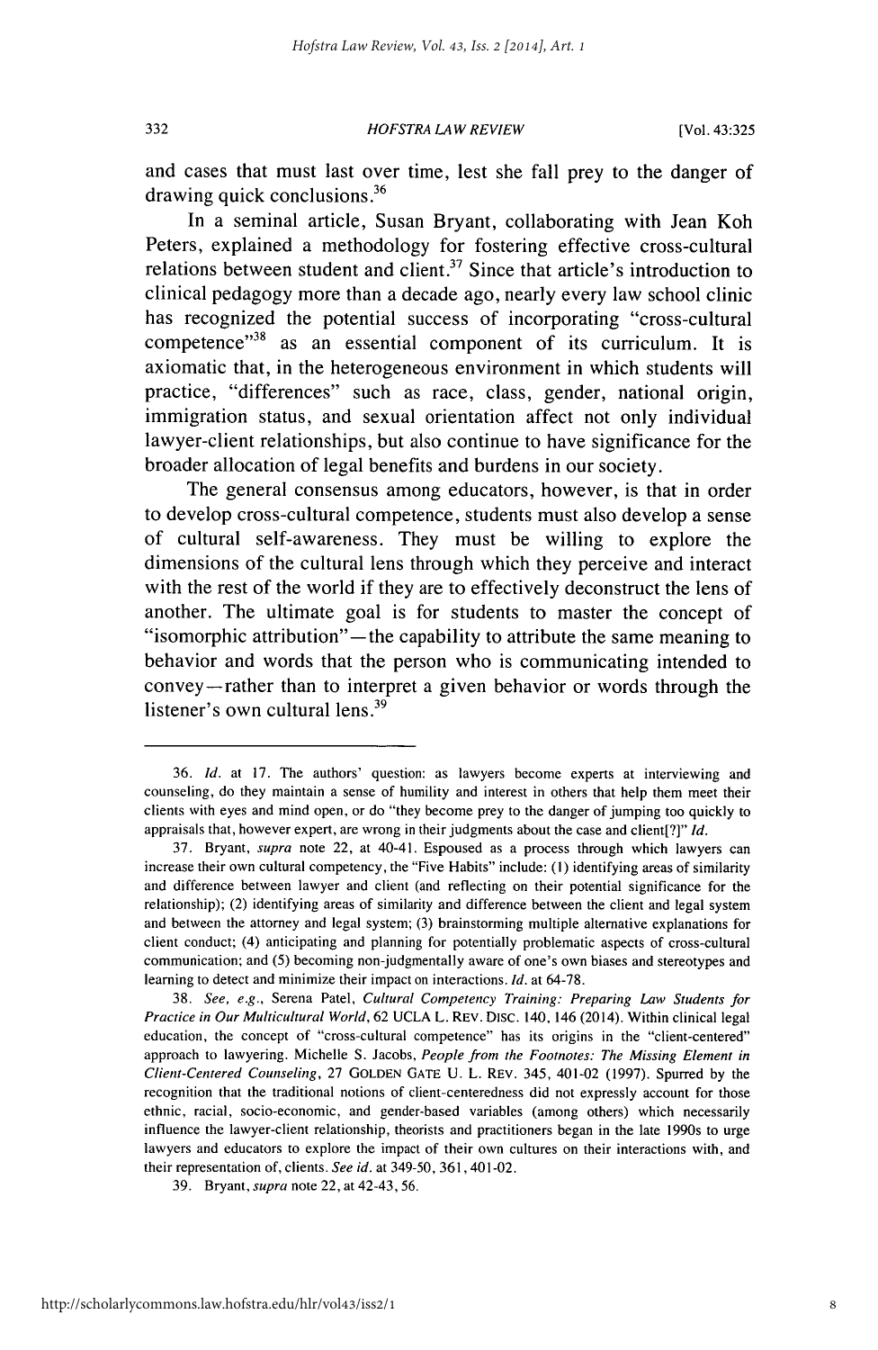and cases that must last over time, lest she fall prey to the danger of drawing quick conclusions.[36]

In a seminal article, Susan Bryant, collaborating with Jean Koh Peters, explained a methodology for fostering effective cross-cultural relations between student and client.[37] Since that article's introduction to clinical pedagogy more than a decade ago, nearly every law school clinic has recognized the potential success of incorporating "cross-cultural competence"[38] as an essential component of its curriculum. It is axiomatic that, in the heterogeneous environment in which students will practice, "differences" such as race, class, gender, national origin, immigration status, and sexual orientation affect not only individual lawyer-client relationships, but also continue to have significance for the broader allocation of legal benefits and burdens in our society.

The general consensus among educators, however, is that in order to develop cross-cultural competence, students must also develop a sense of cultural self-awareness. They must be willing to explore the dimensions of the cultural lens through which they perceive and interact with the rest of the world if they are to effectively deconstruct the lens of another. The ultimate goal is for students to master the concept of "isomorphic attribution"—the capability to attribute the same meaning to behavior and words that the person who is communicating intended to convey—rather than to interpret a given behavior or words through the listener's own cultural lens.[39]

---

36. *Id.* at 17. The authors' question: as lawyers become experts at interviewing and counseling, do they maintain a sense of humility and interest in others that help them meet their clients with eyes and mind open, or do "they become prey to the danger of jumping too quickly to appraisals that, however expert, are wrong in their judgments about the case and client[?]" *Id.*

37. Bryant, *supra* note 22, at 40-41. Espoused as a process through which lawyers can increase their own cultural competency, the "Five Habits" include: (1) identifying areas of similarity and difference between lawyer and client (and reflecting on their potential significance for the relationship); (2) identifying areas of similarity and difference between the client and legal system and between the attorney and legal system; (3) brainstorming multiple alternative explanations for client conduct; (4) anticipating and planning for potentially problematic aspects of cross-cultural communication; and (5) becoming non-judgmentally aware of one's own biases and stereotypes and learning to detect and minimize their impact on interactions. *Id.* at 64-78.

38. *See, e.g.*, Serena Patel, *Cultural Competency Training: Preparing Law Students for Practice in Our Multicultural World*, 62 UCLA L. REV. DISC. 140, 146 (2014). Within clinical legal education, the concept of "cross-cultural competence" has its origins in the "client-centered" approach to lawyering. Michelle S. Jacobs, *People from the Footnotes: The Missing Element in Client-Centered Counseling*, 27 GOLDEN GATE U. L. REV. 345, 401-02 (1997). Spurred by the recognition that the traditional notions of client-centeredness did not expressly account for those ethnic, racial, socio-economic, and gender-based variables (among others) which necessarily influence the lawyer-client relationship, theorists and practitioners began in the late 1990s to urge lawyers and educators to explore the impact of their own cultures on their interactions with, and their representation of, clients. *See id.* at 349-50, 361, 401-02.

39. Bryant, *supra* note 22, at 42-43, 56.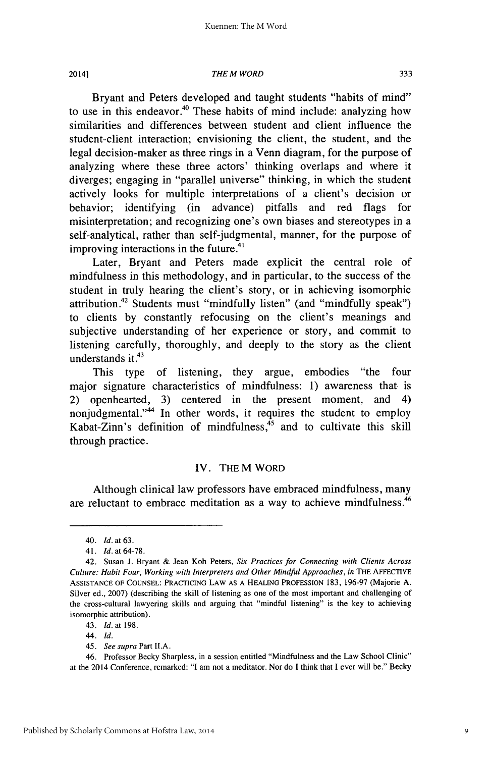Bryant and Peters developed and taught students "habits of mind" to use in this endeavor.[40] These habits of mind include: analyzing how similarities and differences between student and client influence the student-client interaction; envisioning the client, the student, and the legal decision-maker as three rings in a Venn diagram, for the purpose of analyzing where these three actors' thinking overlaps and where it diverges; engaging in "parallel universe" thinking, in which the student actively looks for multiple interpretations of a client's decision or behavior; identifying (in advance) pitfalls and red flags for misinterpretation; and recognizing one's own biases and stereotypes in a self-analytical, rather than self-judgmental, manner, for the purpose of improving interactions in the future.[41]

Later, Bryant and Peters made explicit the central role of mindfulness in this methodology, and in particular, to the success of the student in truly hearing the client's story, or in achieving isomorphic attribution.[42] Students must "mindfully listen" (and "mindfully speak") to clients by constantly refocusing on the client's meanings and subjective understanding of her experience or story, and commit to listening carefully, thoroughly, and deeply to the story as the client understands it.[43]

This type of listening, they argue, embodies "the four major signature characteristics of mindfulness: 1) awareness that is 2) openhearted, 3) centered in the present moment, and 4) nonjudgmental."[44] In other words, it requires the student to employ Kabat-Zinn's definition of mindfulness,[45] and to cultivate this skill through practice.

## IV. THE M WORD

Although clinical law professors have embraced mindfulness, many are reluctant to embrace meditation as a way to achieve mindfulness.[46]

---

40. *Id.* at 63.

41. *Id.* at 64-78.

42. Susan J. Bryant & Jean Koh Peters, *Six Practices for Connecting with Clients Across Culture: Habit Four, Working with Interpreters and Other Mindful Approaches*, *in* THE AFFECTIVE ASSISTANCE OF COUNSEL: PRACTICING LAW AS A HEALING PROFESSION 183, 196-97 (Majorie A. Silver ed., 2007) (describing the skill of listening as one of the most important and challenging of the cross-cultural lawyering skills and arguing that "mindful listening" is the key to achieving isomorphic attribution).

43. *Id.* at 198.

44. *Id.*

45. *See supra* Part II.A.

46. Professor Becky Sharpless, in a session entitled "Mindfulness and the Law School Clinic" at the 2014 Conference, remarked: "I am not a meditator. Nor do I think that I ever will be." Becky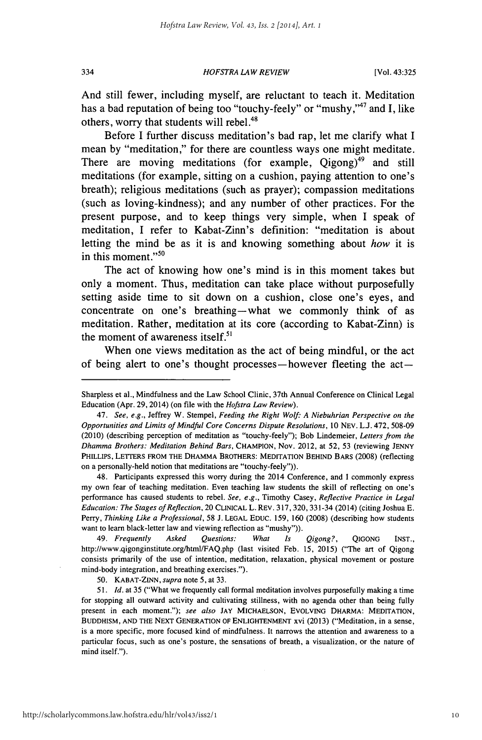And still fewer, including myself, are reluctant to teach it. Meditation has a bad reputation of being too "touchy-feely" or "mushy,"[47] and I, like others, worry that students will rebel.[48]

Before I further discuss meditation's bad rap, let me clarify what I mean by "meditation," for there are countless ways one might meditate. There are moving meditations (for example, Qigong)[49] and still meditations (for example, sitting on a cushion, paying attention to one's breath); religious meditations (such as prayer); compassion meditations (such as loving-kindness); and any number of other practices. For the present purpose, and to keep things very simple, when I speak of meditation, I refer to Kabat-Zinn's definition: "meditation is about letting the mind be as it is and knowing something about *how* it is in this moment."[50]

The act of knowing how one's mind is in this moment takes but only a moment. Thus, meditation can take place without purposefully setting aside time to sit down on a cushion, close one's eyes, and concentrate on one's breathing—what we commonly think of as meditation. Rather, meditation at its core (according to Kabat-Zinn) is the moment of awareness itself.[51]

When one views meditation as the act of being mindful, or the act of being alert to one's thought processes—however fleeting the act—

---

Sharpless et al., Mindfulness and the Law School Clinic, 37th Annual Conference on Clinical Legal Education (Apr. 29, 2014) (on file with the *Hofstra Law Review*).

47. *See, e.g.*, Jeffrey W. Stempel, *Feeding the Right Wolf: A Niebuhrian Perspective on the Opportunities and Limits of Mindful Core Concerns Dispute Resolutions*, 10 NEV. L.J. 472, 508-09 (2010) (describing perception of meditation as "touchy-feely"); Bob Lindemeier, *Letters from the Dhamma Brothers: Meditation Behind Bars*, CHAMPION, Nov. 2012, at 52, 53 (reviewing JENNY PHILLIPS, LETTERS FROM THE DHAMMA BROTHERS: MEDITATION BEHIND BARS (2008) (reflecting on a personally-held notion that meditations are "touchy-feely")).

48. Participants expressed this worry during the 2014 Conference, and I commonly express my own fear of teaching meditation. Even teaching law students the skill of reflecting on one's performance has caused students to rebel. *See, e.g.*, Timothy Casey, *Reflective Practice in Legal Education: The Stages of Reflection*, 20 CLINICAL L. REV. 317, 320, 331-34 (2014) (citing Joshua E. Perry, *Thinking Like a Professional*, 58 J. LEGAL EDUC. 159, 160 (2008) (describing how students want to learn black-letter law and viewing reflection as "mushy")).

49. *Frequently Asked Questions: What Is Qigong?*, QIGONG INST., http://www.qigonginstitute.org/html/FAQ.php (last visited Feb. 15, 2015) ("The art of Qigong consists primarily of the use of intention, meditation, relaxation, physical movement or posture mind-body integration, and breathing exercises.").

50. KABAT-ZINN, *supra* note 5, at 33.

51. *Id.* at 35 ("What we frequently call formal meditation involves purposefully making a time for stopping all outward activity and cultivating stillness, with no agenda other than being fully present in each moment."); *see also* JAY MICHAELSON, EVOLVING DHARMA: MEDITATION, BUDDHISM, AND THE NEXT GENERATION OF ENLIGHTENMENT xvi (2013) ("Meditation, in a sense, is a more specific, more focused kind of mindfulness. It narrows the attention and awareness to a particular focus, such as one's posture, the sensations of breath, a visualization, or the nature of mind itself.").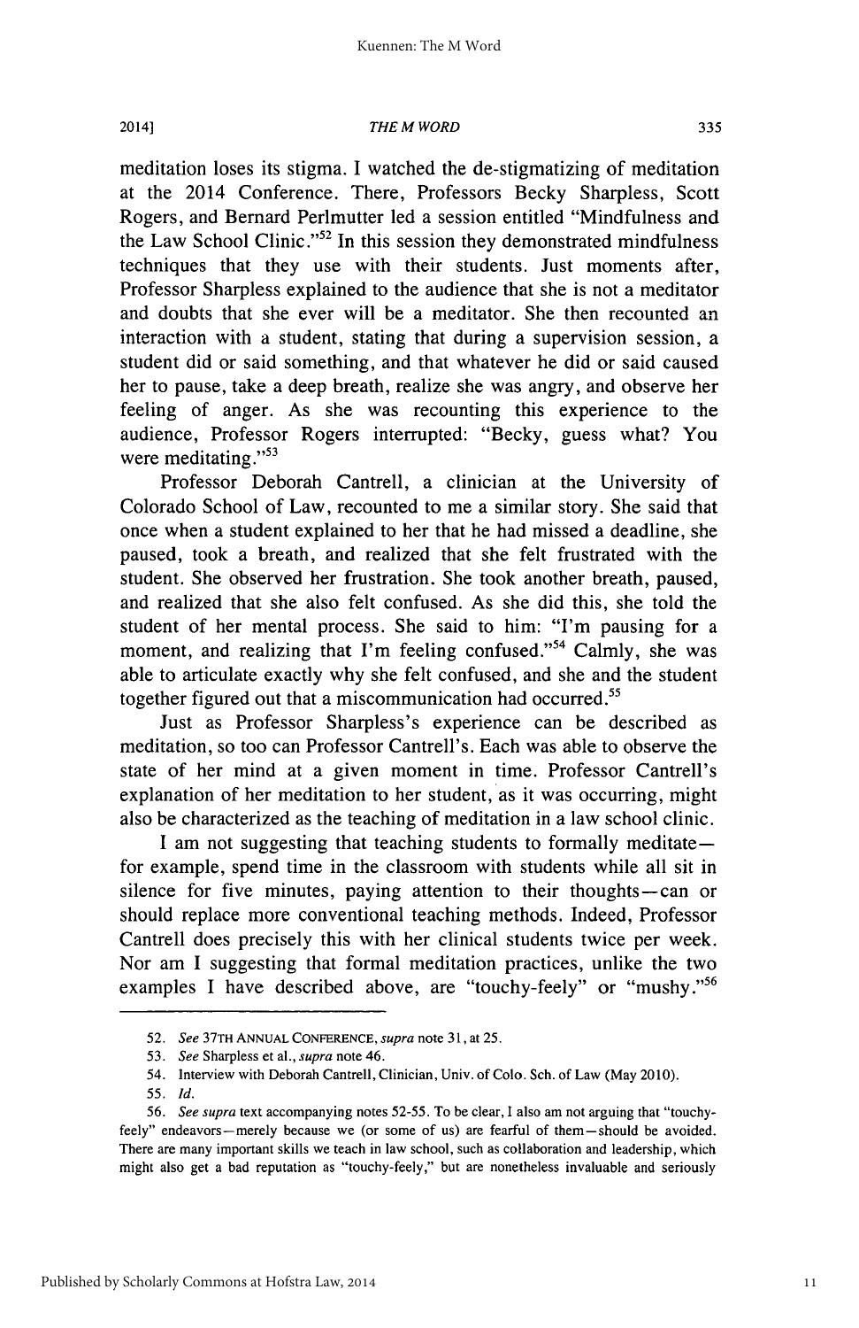meditation loses its stigma. I watched the de-stigmatizing of meditation at the 2014 Conference. There, Professors Becky Sharpless, Scott Rogers, and Bernard Perlmutter led a session entitled "Mindfulness and the Law School Clinic."[52] In this session they demonstrated mindfulness techniques that they use with their students. Just moments after, Professor Sharpless explained to the audience that she is not a meditator and doubts that she ever will be a meditator. She then recounted an interaction with a student, stating that during a supervision session, a student did or said something, and that whatever he did or said caused her to pause, take a deep breath, realize she was angry, and observe her feeling of anger. As she was recounting this experience to the audience, Professor Rogers interrupted: "Becky, guess what? You were meditating."[53]

Professor Deborah Cantrell, a clinician at the University of Colorado School of Law, recounted to me a similar story. She said that once when a student explained to her that he had missed a deadline, she paused, took a breath, and realized that she felt frustrated with the student. She observed her frustration. She took another breath, paused, and realized that she also felt confused. As she did this, she told the student of her mental process. She said to him: "I'm pausing for a moment, and realizing that I'm feeling confused."[54] Calmly, she was able to articulate exactly why she felt confused, and she and the student together figured out that a miscommunication had occurred.[55]

Just as Professor Sharpless's experience can be described as meditation, so too can Professor Cantrell's. Each was able to observe the state of her mind at a given moment in time. Professor Cantrell's explanation of her meditation to her student, as it was occurring, might also be characterized as the teaching of meditation in a law school clinic.

I am not suggesting that teaching students to formally meditate—for example, spend time in the classroom with students while all sit in silence for five minutes, paying attention to their thoughts—can or should replace more conventional teaching methods. Indeed, Professor Cantrell does precisely this with her clinical students twice per week. Nor am I suggesting that formal meditation practices, unlike the two examples I have described above, are "touchy-feely" or "mushy."[56]

---

52. *See* 37TH ANNUAL CONFERENCE, *supra* note 31, at 25.

53. *See* Sharpless et al., *supra* note 46.

54. Interview with Deborah Cantrell, Clinician, Univ. of Colo. Sch. of Law (May 2010).

55. *Id.*

56. *See supra* text accompanying notes 52-55. To be clear, I also am not arguing that "touchy-feely" endeavors—merely because we (or some of us) are fearful of them—should be avoided. There are many important skills we teach in law school, such as collaboration and leadership, which might also get a bad reputation as "touchy-feely," but are nonetheless invaluable and seriously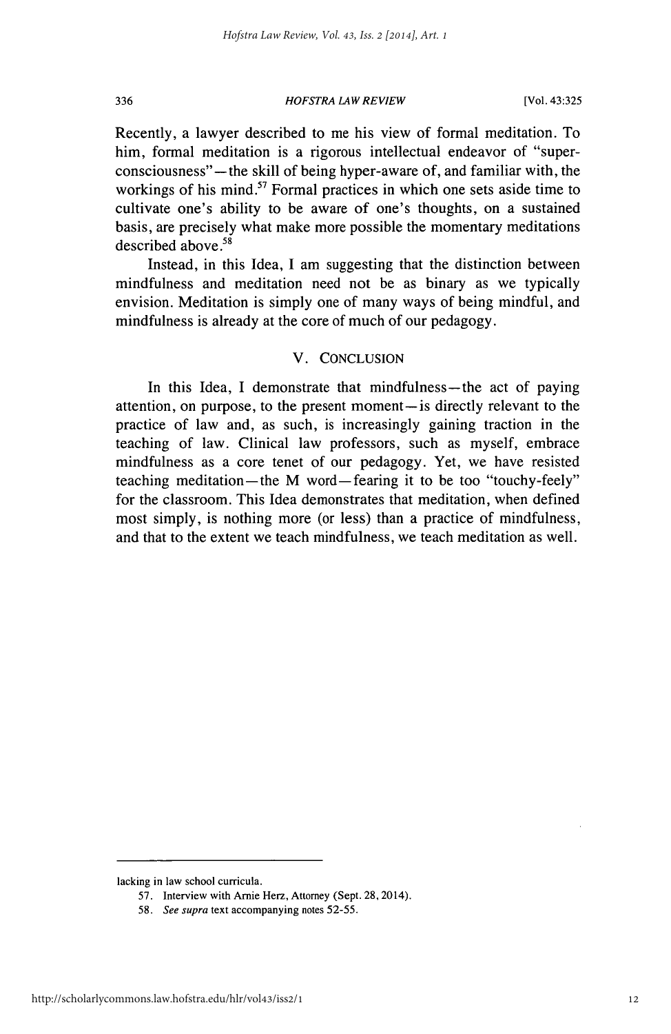Recently, a lawyer described to me his view of formal meditation. To him, formal meditation is a rigorous intellectual endeavor of "super-consciousness"—the skill of being hyper-aware of, and familiar with, the workings of his mind.[57] Formal practices in which one sets aside time to cultivate one's ability to be aware of one's thoughts, on a sustained basis, are precisely what make more possible the momentary meditations described above.[58]

Instead, in this Idea, I am suggesting that the distinction between mindfulness and meditation need not be as binary as we typically envision. Meditation is simply one of many ways of being mindful, and mindfulness is already at the core of much of our pedagogy.

## V. CONCLUSION

In this Idea, I demonstrate that mindfulness—the act of paying attention, on purpose, to the present moment—is directly relevant to the practice of law and, as such, is increasingly gaining traction in the teaching of law. Clinical law professors, such as myself, embrace mindfulness as a core tenet of our pedagogy. Yet, we have resisted teaching meditation—the M word—fearing it to be too "touchy-feely" for the classroom. This Idea demonstrates that meditation, when defined most simply, is nothing more (or less) than a practice of mindfulness, and that to the extent we teach mindfulness, we teach meditation as well.

---

lacking in law school curricula.

57. Interview with Arnie Herz, Attorney (Sept. 28, 2014).

58. *See supra* text accompanying notes 52-55.